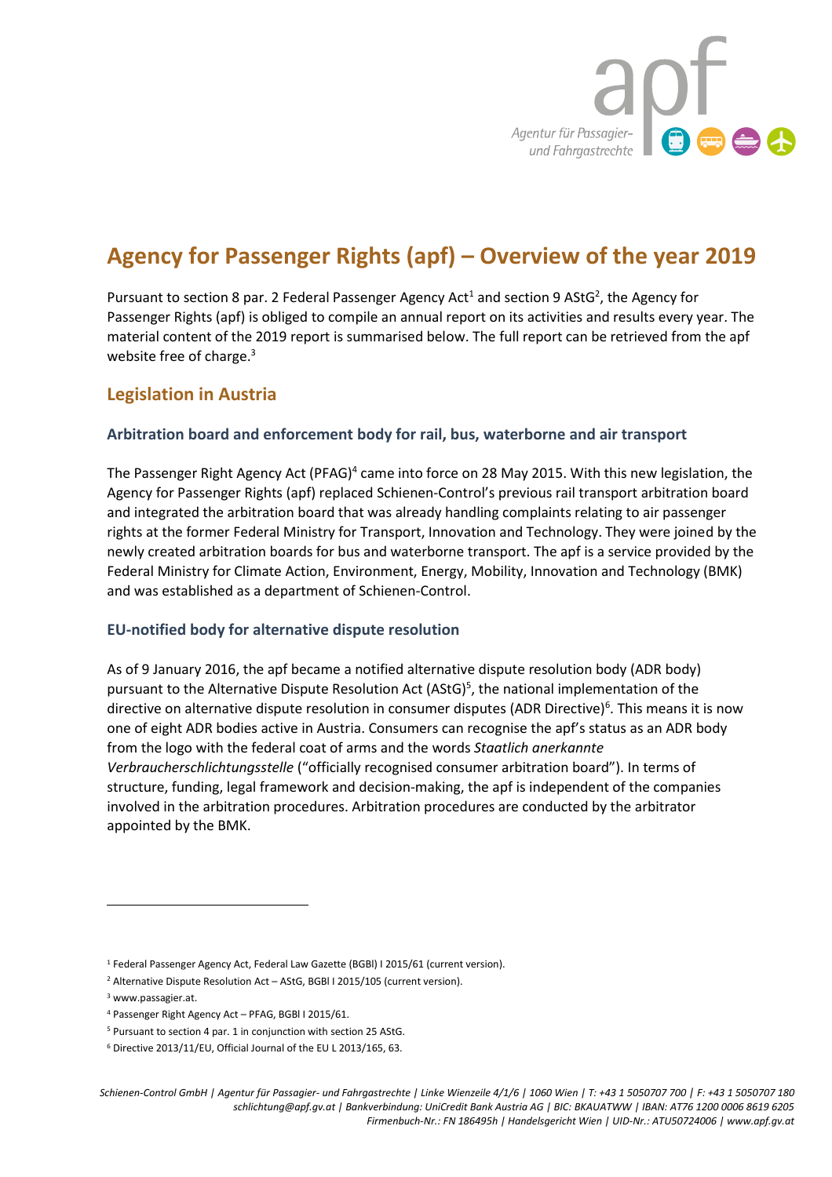# Agency for Passenger Rights (apf) – Overview of the year 2019

Pursuant to section 8 par. 2 Federal Passenger Agency Act[1] and section 9 AStG[2], the Agency for Passenger Rights (apf) is obliged to compile an annual report on its activities and results every year. The material content of the 2019 report is summarised below. The full report can be retrieved from the apf website free of charge.[3]

## Legislation in Austria

### Arbitration board and enforcement body for rail, bus, waterborne and air transport

The Passenger Right Agency Act (PFAG)[4] came into force on 28 May 2015. With this new legislation, the Agency for Passenger Rights (apf) replaced Schienen-Control's previous rail transport arbitration board and integrated the arbitration board that was already handling complaints relating to air passenger rights at the former Federal Ministry for Transport, Innovation and Technology. They were joined by the newly created arbitration boards for bus and waterborne transport. The apf is a service provided by the Federal Ministry for Climate Action, Environment, Energy, Mobility, Innovation and Technology (BMK) and was established as a department of Schienen-Control.

### EU-notified body for alternative dispute resolution

As of 9 January 2016, the apf became a notified alternative dispute resolution body (ADR body) pursuant to the Alternative Dispute Resolution Act (AStG)[5], the national implementation of the directive on alternative dispute resolution in consumer disputes (ADR Directive)[6]. This means it is now one of eight ADR bodies active in Austria. Consumers can recognise the apf's status as an ADR body from the logo with the federal coat of arms and the words *Staatlich anerkannte Verbraucherschlichtungsstelle* ("officially recognised consumer arbitration board"). In terms of structure, funding, legal framework and decision-making, the apf is independent of the companies involved in the arbitration procedures. Arbitration procedures are conducted by the arbitrator appointed by the BMK.

---

[1] Federal Passenger Agency Act, Federal Law Gazette (BGBl) I 2015/61 (current version).

[2] Alternative Dispute Resolution Act – AStG, BGBl I 2015/105 (current version).

[3] www.passagier.at.

[4] Passenger Right Agency Act – PFAG, BGBl I 2015/61.

[5] Pursuant to section 4 par. 1 in conjunction with section 25 AStG.

[6] Directive 2013/11/EU, Official Journal of the EU L 2013/165, 63.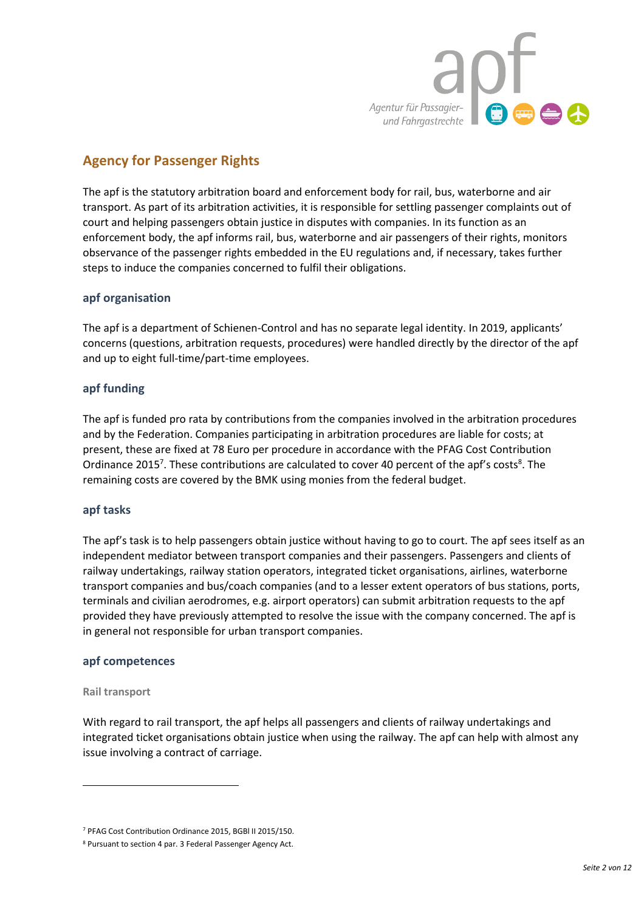## Agency for Passenger Rights

The apf is the statutory arbitration board and enforcement body for rail, bus, waterborne and air transport. As part of its arbitration activities, it is responsible for settling passenger complaints out of court and helping passengers obtain justice in disputes with companies. In its function as an enforcement body, the apf informs rail, bus, waterborne and air passengers of their rights, monitors observance of the passenger rights embedded in the EU regulations and, if necessary, takes further steps to induce the companies concerned to fulfil their obligations.

### apf organisation

The apf is a department of Schienen-Control and has no separate legal identity. In 2019, applicants' concerns (questions, arbitration requests, procedures) were handled directly by the director of the apf and up to eight full-time/part-time employees.

### apf funding

The apf is funded pro rata by contributions from the companies involved in the arbitration procedures and by the Federation. Companies participating in arbitration procedures are liable for costs; at present, these are fixed at 78 Euro per procedure in accordance with the PFAG Cost Contribution Ordinance 2015[7]. These contributions are calculated to cover 40 percent of the apf's costs[8]. The remaining costs are covered by the BMK using monies from the federal budget.

### apf tasks

The apf's task is to help passengers obtain justice without having to go to court. The apf sees itself as an independent mediator between transport companies and their passengers. Passengers and clients of railway undertakings, railway station operators, integrated ticket organisations, airlines, waterborne transport companies and bus/coach companies (and to a lesser extent operators of bus stations, ports, terminals and civilian aerodromes, e.g. airport operators) can submit arbitration requests to the apf provided they have previously attempted to resolve the issue with the company concerned. The apf is in general not responsible for urban transport companies.

### apf competences

#### Rail transport

With regard to rail transport, the apf helps all passengers and clients of railway undertakings and integrated ticket organisations obtain justice when using the railway. The apf can help with almost any issue involving a contract of carriage.

---

[7] PFAG Cost Contribution Ordinance 2015, BGBl II 2015/150.

[8] Pursuant to section 4 par. 3 Federal Passenger Agency Act.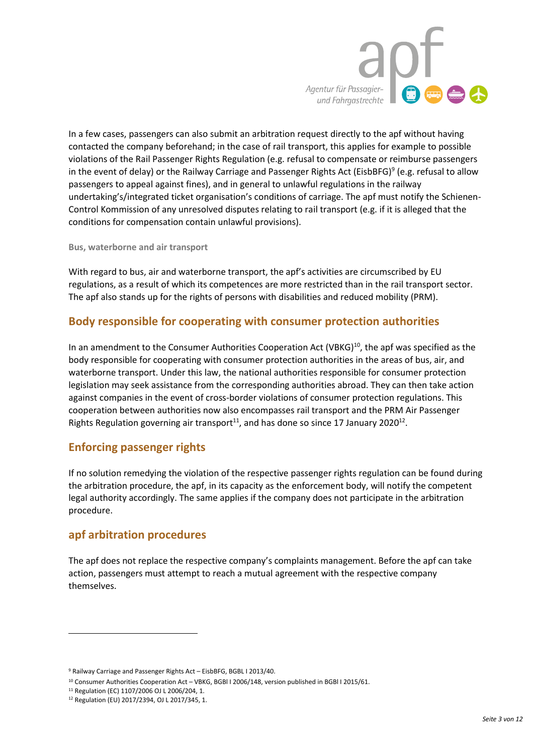In a few cases, passengers can also submit an arbitration request directly to the apf without having contacted the company beforehand; in the case of rail transport, this applies for example to possible violations of the Rail Passenger Rights Regulation (e.g. refusal to compensate or reimburse passengers in the event of delay) or the Railway Carriage and Passenger Rights Act (EisbBFG)[9] (e.g. refusal to allow passengers to appeal against fines), and in general to unlawful regulations in the railway undertaking's/integrated ticket organisation's conditions of carriage. The apf must notify the Schienen-Control Kommission of any unresolved disputes relating to rail transport (e.g. if it is alleged that the conditions for compensation contain unlawful provisions).

#### Bus, waterborne and air transport

With regard to bus, air and waterborne transport, the apf's activities are circumscribed by EU regulations, as a result of which its competences are more restricted than in the rail transport sector. The apf also stands up for the rights of persons with disabilities and reduced mobility (PRM).

## Body responsible for cooperating with consumer protection authorities

In an amendment to the Consumer Authorities Cooperation Act (VBKG)[10], the apf was specified as the body responsible for cooperating with consumer protection authorities in the areas of bus, air, and waterborne transport. Under this law, the national authorities responsible for consumer protection legislation may seek assistance from the corresponding authorities abroad. They can then take action against companies in the event of cross-border violations of consumer protection regulations. This cooperation between authorities now also encompasses rail transport and the PRM Air Passenger Rights Regulation governing air transport[11], and has done so since 17 January 2020[12].

## Enforcing passenger rights

If no solution remedying the violation of the respective passenger rights regulation can be found during the arbitration procedure, the apf, in its capacity as the enforcement body, will notify the competent legal authority accordingly. The same applies if the company does not participate in the arbitration procedure.

## apf arbitration procedures

The apf does not replace the respective company's complaints management. Before the apf can take action, passengers must attempt to reach a mutual agreement with the respective company themselves.

---

[9] Railway Carriage and Passenger Rights Act – EisbBFG, BGBL I 2013/40.

[10] Consumer Authorities Cooperation Act – VBKG, BGBl I 2006/148, version published in BGBl I 2015/61.

[11] Regulation (EC) 1107/2006 OJ L 2006/204, 1.

[12] Regulation (EU) 2017/2394, OJ L 2017/345, 1.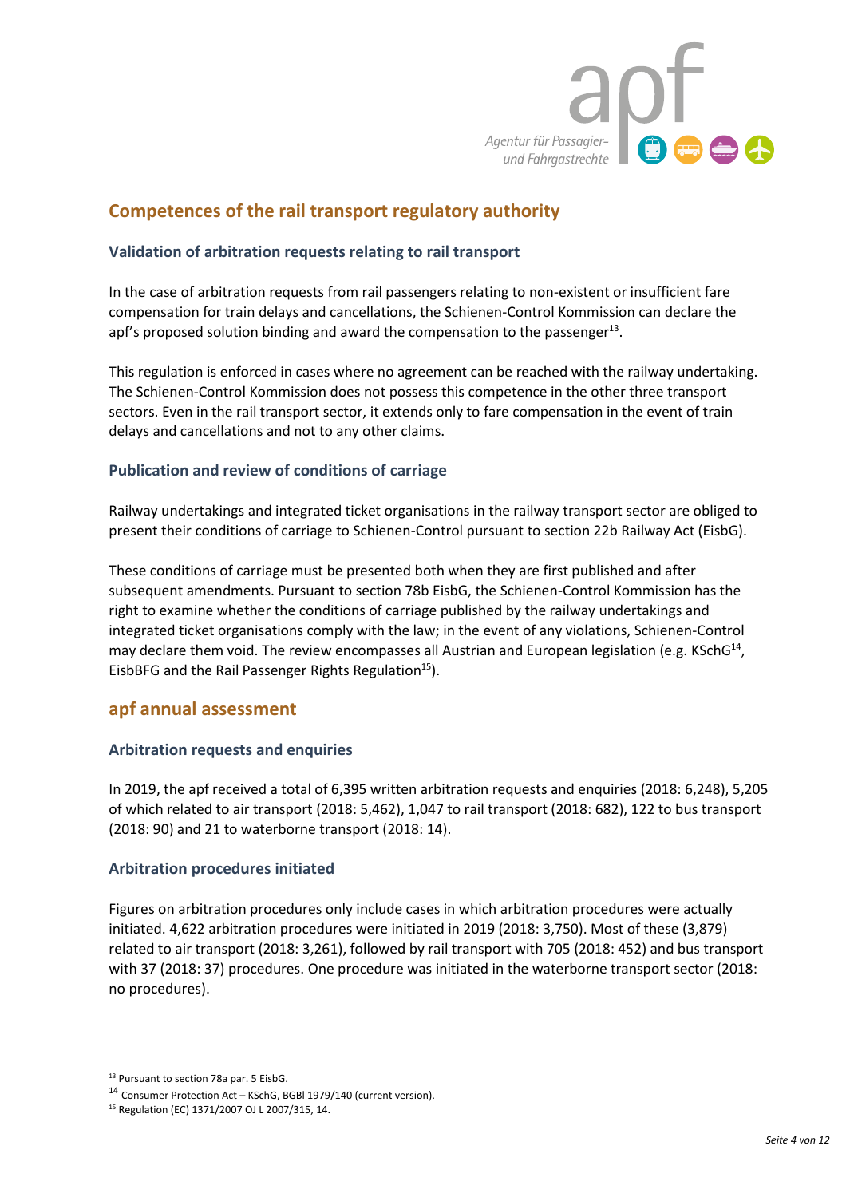## Competences of the rail transport regulatory authority

### Validation of arbitration requests relating to rail transport

In the case of arbitration requests from rail passengers relating to non-existent or insufficient fare compensation for train delays and cancellations, the Schienen-Control Kommission can declare the apf's proposed solution binding and award the compensation to the passenger[13].

This regulation is enforced in cases where no agreement can be reached with the railway undertaking. The Schienen-Control Kommission does not possess this competence in the other three transport sectors. Even in the rail transport sector, it extends only to fare compensation in the event of train delays and cancellations and not to any other claims.

### Publication and review of conditions of carriage

Railway undertakings and integrated ticket organisations in the railway transport sector are obliged to present their conditions of carriage to Schienen-Control pursuant to section 22b Railway Act (EisbG).

These conditions of carriage must be presented both when they are first published and after subsequent amendments. Pursuant to section 78b EisbG, the Schienen-Control Kommission has the right to examine whether the conditions of carriage published by the railway undertakings and integrated ticket organisations comply with the law; in the event of any violations, Schienen-Control may declare them void. The review encompasses all Austrian and European legislation (e.g. KSchG[14], EisbBFG and the Rail Passenger Rights Regulation[15]).

## apf annual assessment

### Arbitration requests and enquiries

In 2019, the apf received a total of 6,395 written arbitration requests and enquiries (2018: 6,248), 5,205 of which related to air transport (2018: 5,462), 1,047 to rail transport (2018: 682), 122 to bus transport (2018: 90) and 21 to waterborne transport (2018: 14).

### Arbitration procedures initiated

Figures on arbitration procedures only include cases in which arbitration procedures were actually initiated. 4,622 arbitration procedures were initiated in 2019 (2018: 3,750). Most of these (3,879) related to air transport (2018: 3,261), followed by rail transport with 705 (2018: 452) and bus transport with 37 (2018: 37) procedures. One procedure was initiated in the waterborne transport sector (2018: no procedures).

---

[13] Pursuant to section 78a par. 5 EisbG.

[14] Consumer Protection Act – KSchG, BGBl 1979/140 (current version).

[15] Regulation (EC) 1371/2007 OJ L 2007/315, 14.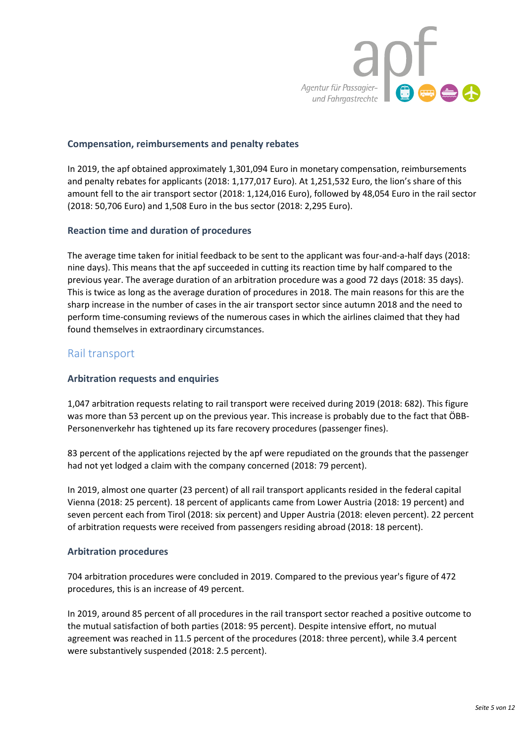### Compensation, reimbursements and penalty rebates

In 2019, the apf obtained approximately 1,301,094 Euro in monetary compensation, reimbursements and penalty rebates for applicants (2018: 1,177,017 Euro). At 1,251,532 Euro, the lion's share of this amount fell to the air transport sector (2018: 1,124,016 Euro), followed by 48,054 Euro in the rail sector (2018: 50,706 Euro) and 1,508 Euro in the bus sector (2018: 2,295 Euro).

### Reaction time and duration of procedures

The average time taken for initial feedback to be sent to the applicant was four-and-a-half days (2018: nine days). This means that the apf succeeded in cutting its reaction time by half compared to the previous year. The average duration of an arbitration procedure was a good 72 days (2018: 35 days). This is twice as long as the average duration of procedures in 2018. The main reasons for this are the sharp increase in the number of cases in the air transport sector since autumn 2018 and the need to perform time-consuming reviews of the numerous cases in which the airlines claimed that they had found themselves in extraordinary circumstances.

## Rail transport

### Arbitration requests and enquiries

1,047 arbitration requests relating to rail transport were received during 2019 (2018: 682). This figure was more than 53 percent up on the previous year. This increase is probably due to the fact that ÖBB-Personenverkehr has tightened up its fare recovery procedures (passenger fines).

83 percent of the applications rejected by the apf were repudiated on the grounds that the passenger had not yet lodged a claim with the company concerned (2018: 79 percent).

In 2019, almost one quarter (23 percent) of all rail transport applicants resided in the federal capital Vienna (2018: 25 percent). 18 percent of applicants came from Lower Austria (2018: 19 percent) and seven percent each from Tirol (2018: six percent) and Upper Austria (2018: eleven percent). 22 percent of arbitration requests were received from passengers residing abroad (2018: 18 percent).

### Arbitration procedures

704 arbitration procedures were concluded in 2019. Compared to the previous year's figure of 472 procedures, this is an increase of 49 percent.

In 2019, around 85 percent of all procedures in the rail transport sector reached a positive outcome to the mutual satisfaction of both parties (2018: 95 percent). Despite intensive effort, no mutual agreement was reached in 11.5 percent of the procedures (2018: three percent), while 3.4 percent were substantively suspended (2018: 2.5 percent).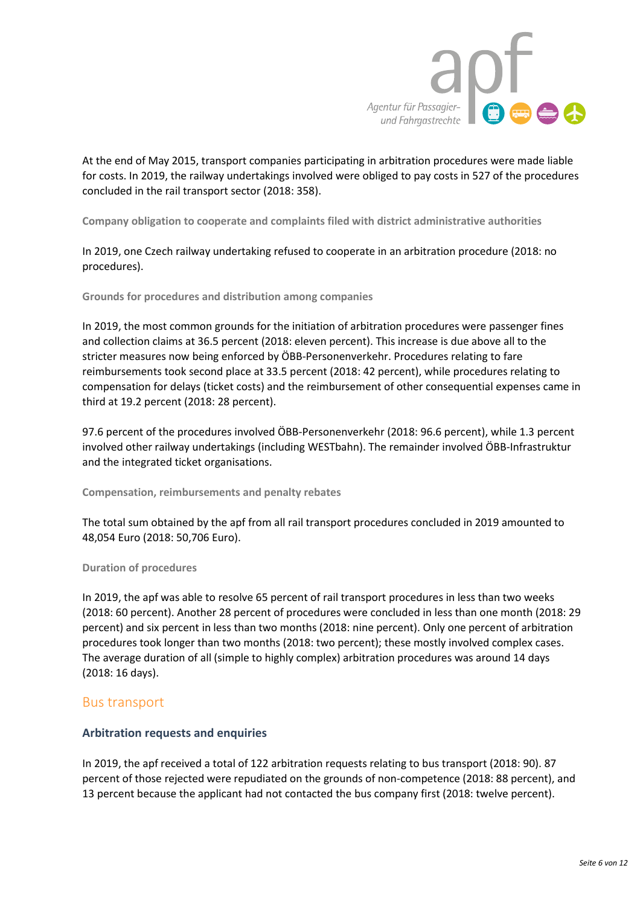At the end of May 2015, transport companies participating in arbitration procedures were made liable for costs. In 2019, the railway undertakings involved were obliged to pay costs in 527 of the procedures concluded in the rail transport sector (2018: 358).

#### Company obligation to cooperate and complaints filed with district administrative authorities

In 2019, one Czech railway undertaking refused to cooperate in an arbitration procedure (2018: no procedures).

#### Grounds for procedures and distribution among companies

In 2019, the most common grounds for the initiation of arbitration procedures were passenger fines and collection claims at 36.5 percent (2018: eleven percent). This increase is due above all to the stricter measures now being enforced by ÖBB-Personenverkehr. Procedures relating to fare reimbursements took second place at 33.5 percent (2018: 42 percent), while procedures relating to compensation for delays (ticket costs) and the reimbursement of other consequential expenses came in third at 19.2 percent (2018: 28 percent).

97.6 percent of the procedures involved ÖBB-Personenverkehr (2018: 96.6 percent), while 1.3 percent involved other railway undertakings (including WESTbahn). The remainder involved ÖBB-Infrastruktur and the integrated ticket organisations.

#### Compensation, reimbursements and penalty rebates

The total sum obtained by the apf from all rail transport procedures concluded in 2019 amounted to 48,054 Euro (2018: 50,706 Euro).

#### Duration of procedures

In 2019, the apf was able to resolve 65 percent of rail transport procedures in less than two weeks (2018: 60 percent). Another 28 percent of procedures were concluded in less than one month (2018: 29 percent) and six percent in less than two months (2018: nine percent). Only one percent of arbitration procedures took longer than two months (2018: two percent); these mostly involved complex cases. The average duration of all (simple to highly complex) arbitration procedures was around 14 days (2018: 16 days).

## Bus transport

### Arbitration requests and enquiries

In 2019, the apf received a total of 122 arbitration requests relating to bus transport (2018: 90). 87 percent of those rejected were repudiated on the grounds of non-competence (2018: 88 percent), and 13 percent because the applicant had not contacted the bus company first (2018: twelve percent).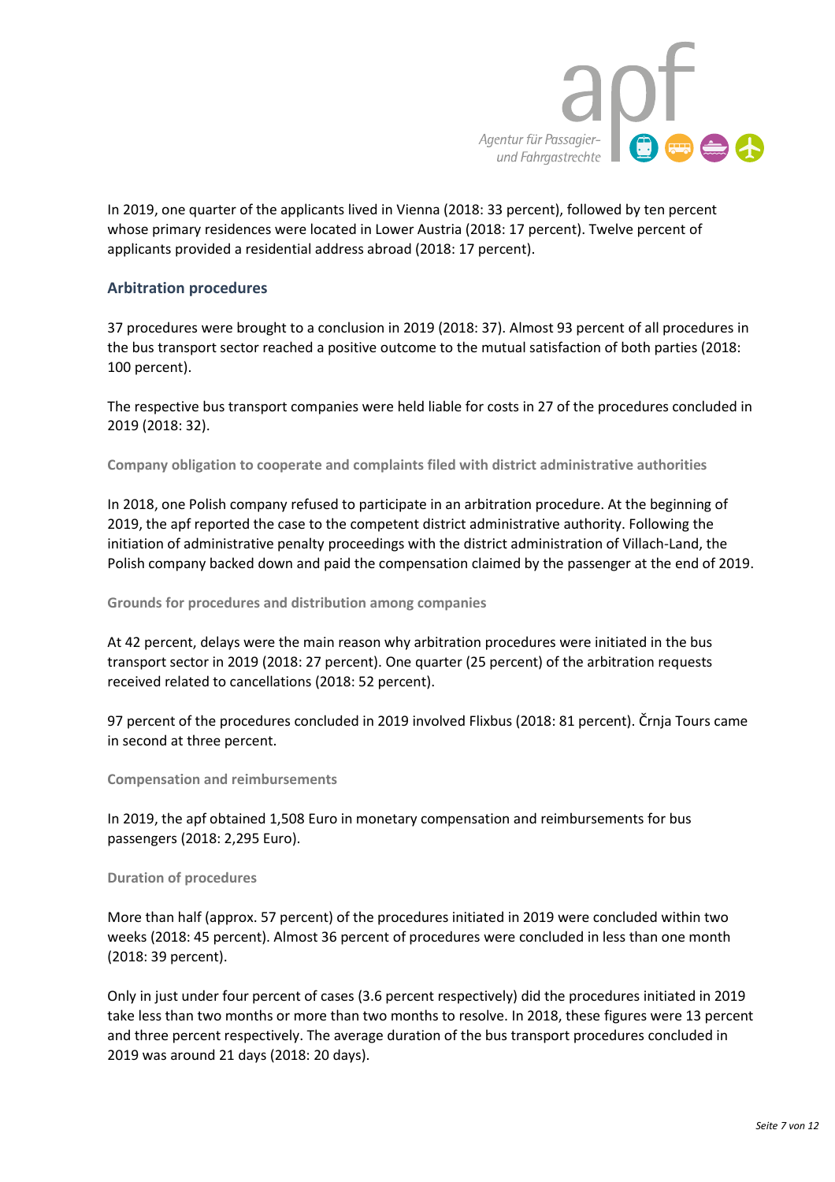In 2019, one quarter of the applicants lived in Vienna (2018: 33 percent), followed by ten percent whose primary residences were located in Lower Austria (2018: 17 percent). Twelve percent of applicants provided a residential address abroad (2018: 17 percent).

## Arbitration procedures

37 procedures were brought to a conclusion in 2019 (2018: 37). Almost 93 percent of all procedures in the bus transport sector reached a positive outcome to the mutual satisfaction of both parties (2018: 100 percent).

The respective bus transport companies were held liable for costs in 27 of the procedures concluded in 2019 (2018: 32).

### Company obligation to cooperate and complaints filed with district administrative authorities

In 2018, one Polish company refused to participate in an arbitration procedure. At the beginning of 2019, the apf reported the case to the competent district administrative authority. Following the initiation of administrative penalty proceedings with the district administration of Villach-Land, the Polish company backed down and paid the compensation claimed by the passenger at the end of 2019.

### Grounds for procedures and distribution among companies

At 42 percent, delays were the main reason why arbitration procedures were initiated in the bus transport sector in 2019 (2018: 27 percent). One quarter (25 percent) of the arbitration requests received related to cancellations (2018: 52 percent).

97 percent of the procedures concluded in 2019 involved Flixbus (2018: 81 percent). Črnja Tours came in second at three percent.

### Compensation and reimbursements

In 2019, the apf obtained 1,508 Euro in monetary compensation and reimbursements for bus passengers (2018: 2,295 Euro).

### Duration of procedures

More than half (approx. 57 percent) of the procedures initiated in 2019 were concluded within two weeks (2018: 45 percent). Almost 36 percent of procedures were concluded in less than one month (2018: 39 percent).

Only in just under four percent of cases (3.6 percent respectively) did the procedures initiated in 2019 take less than two months or more than two months to resolve. In 2018, these figures were 13 percent and three percent respectively. The average duration of the bus transport procedures concluded in 2019 was around 21 days (2018: 20 days).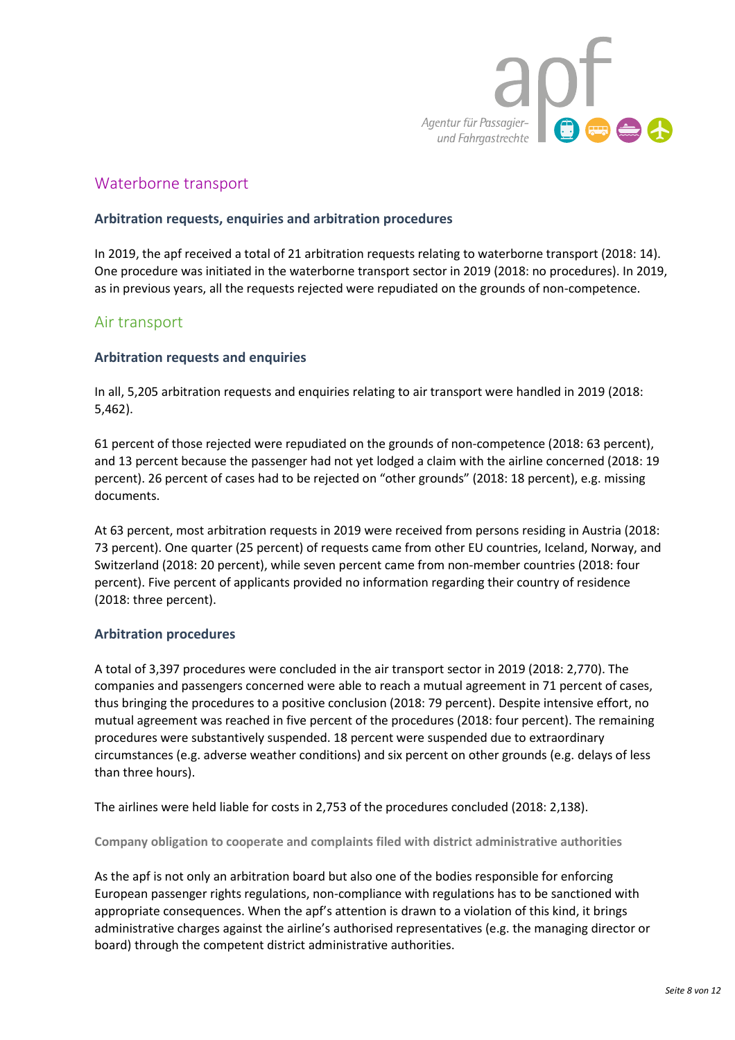## Waterborne transport

### Arbitration requests, enquiries and arbitration procedures

In 2019, the apf received a total of 21 arbitration requests relating to waterborne transport (2018: 14). One procedure was initiated in the waterborne transport sector in 2019 (2018: no procedures). In 2019, as in previous years, all the requests rejected were repudiated on the grounds of non-competence.

## Air transport

### Arbitration requests and enquiries

In all, 5,205 arbitration requests and enquiries relating to air transport were handled in 2019 (2018: 5,462).

61 percent of those rejected were repudiated on the grounds of non-competence (2018: 63 percent), and 13 percent because the passenger had not yet lodged a claim with the airline concerned (2018: 19 percent). 26 percent of cases had to be rejected on "other grounds" (2018: 18 percent), e.g. missing documents.

At 63 percent, most arbitration requests in 2019 were received from persons residing in Austria (2018: 73 percent). One quarter (25 percent) of requests came from other EU countries, Iceland, Norway, and Switzerland (2018: 20 percent), while seven percent came from non-member countries (2018: four percent). Five percent of applicants provided no information regarding their country of residence (2018: three percent).

### Arbitration procedures

A total of 3,397 procedures were concluded in the air transport sector in 2019 (2018: 2,770). The companies and passengers concerned were able to reach a mutual agreement in 71 percent of cases, thus bringing the procedures to a positive conclusion (2018: 79 percent). Despite intensive effort, no mutual agreement was reached in five percent of the procedures (2018: four percent). The remaining procedures were substantively suspended. 18 percent were suspended due to extraordinary circumstances (e.g. adverse weather conditions) and six percent on other grounds (e.g. delays of less than three hours).

The airlines were held liable for costs in 2,753 of the procedures concluded (2018: 2,138).

#### Company obligation to cooperate and complaints filed with district administrative authorities

As the apf is not only an arbitration board but also one of the bodies responsible for enforcing European passenger rights regulations, non-compliance with regulations has to be sanctioned with appropriate consequences. When the apf's attention is drawn to a violation of this kind, it brings administrative charges against the airline's authorised representatives (e.g. the managing director or board) through the competent district administrative authorities.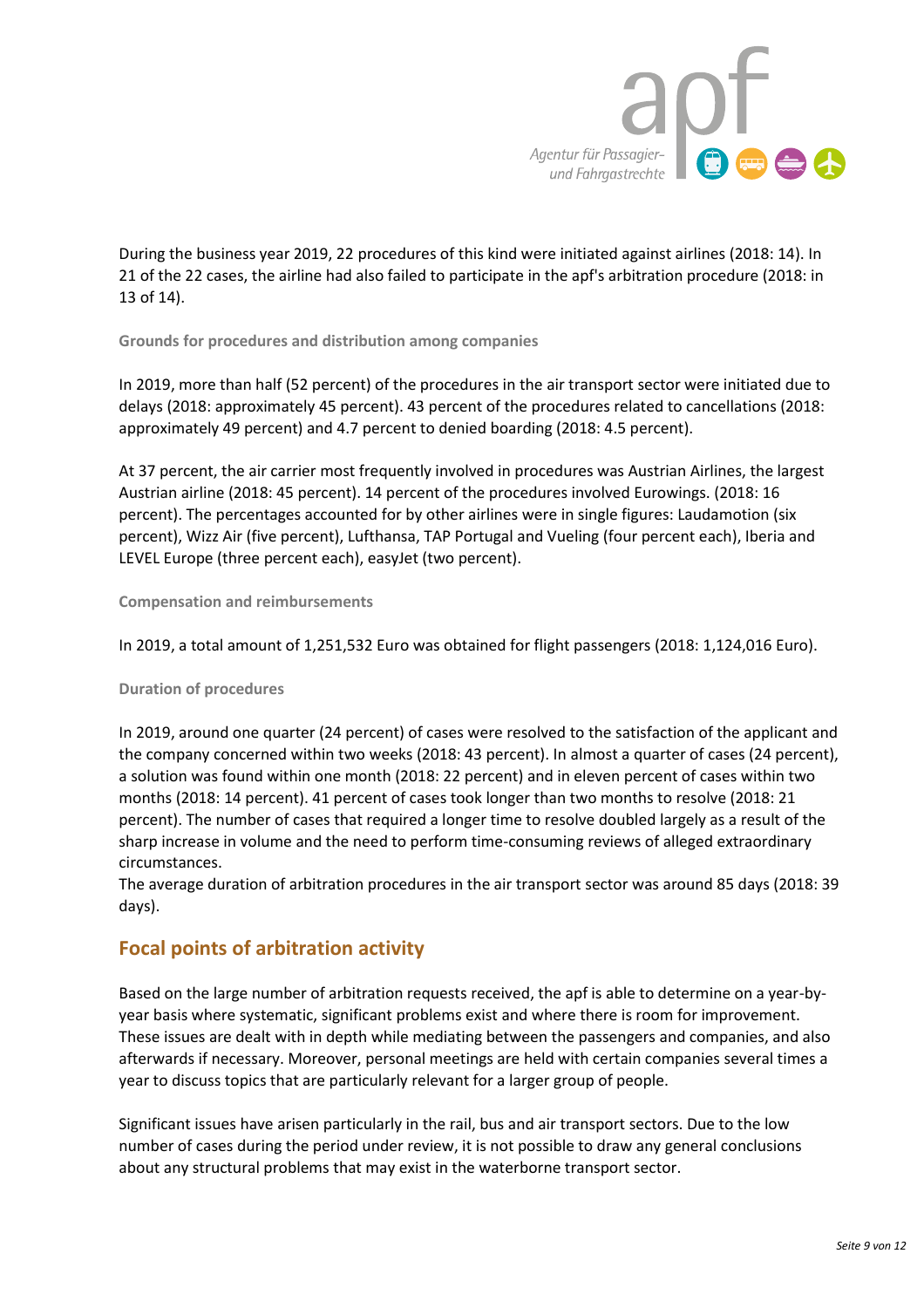During the business year 2019, 22 procedures of this kind were initiated against airlines (2018: 14). In 21 of the 22 cases, the airline had also failed to participate in the apf's arbitration procedure (2018: in 13 of 14).

### Grounds for procedures and distribution among companies

In 2019, more than half (52 percent) of the procedures in the air transport sector were initiated due to delays (2018: approximately 45 percent). 43 percent of the procedures related to cancellations (2018: approximately 49 percent) and 4.7 percent to denied boarding (2018: 4.5 percent).

At 37 percent, the air carrier most frequently involved in procedures was Austrian Airlines, the largest Austrian airline (2018: 45 percent). 14 percent of the procedures involved Eurowings. (2018: 16 percent). The percentages accounted for by other airlines were in single figures: Laudamotion (six percent), Wizz Air (five percent), Lufthansa, TAP Portugal and Vueling (four percent each), Iberia and LEVEL Europe (three percent each), easyJet (two percent).

### Compensation and reimbursements

In 2019, a total amount of 1,251,532 Euro was obtained for flight passengers (2018: 1,124,016 Euro).

### Duration of procedures

In 2019, around one quarter (24 percent) of cases were resolved to the satisfaction of the applicant and the company concerned within two weeks (2018: 43 percent). In almost a quarter of cases (24 percent), a solution was found within one month (2018: 22 percent) and in eleven percent of cases within two months (2018: 14 percent). 41 percent of cases took longer than two months to resolve (2018: 21 percent). The number of cases that required a longer time to resolve doubled largely as a result of the sharp increase in volume and the need to perform time-consuming reviews of alleged extraordinary circumstances.
The average duration of arbitration procedures in the air transport sector was around 85 days (2018: 39 days).

## Focal points of arbitration activity

Based on the large number of arbitration requests received, the apf is able to determine on a year-by-year basis where systematic, significant problems exist and where there is room for improvement. These issues are dealt with in depth while mediating between the passengers and companies, and also afterwards if necessary. Moreover, personal meetings are held with certain companies several times a year to discuss topics that are particularly relevant for a larger group of people.

Significant issues have arisen particularly in the rail, bus and air transport sectors. Due to the low number of cases during the period under review, it is not possible to draw any general conclusions about any structural problems that may exist in the waterborne transport sector.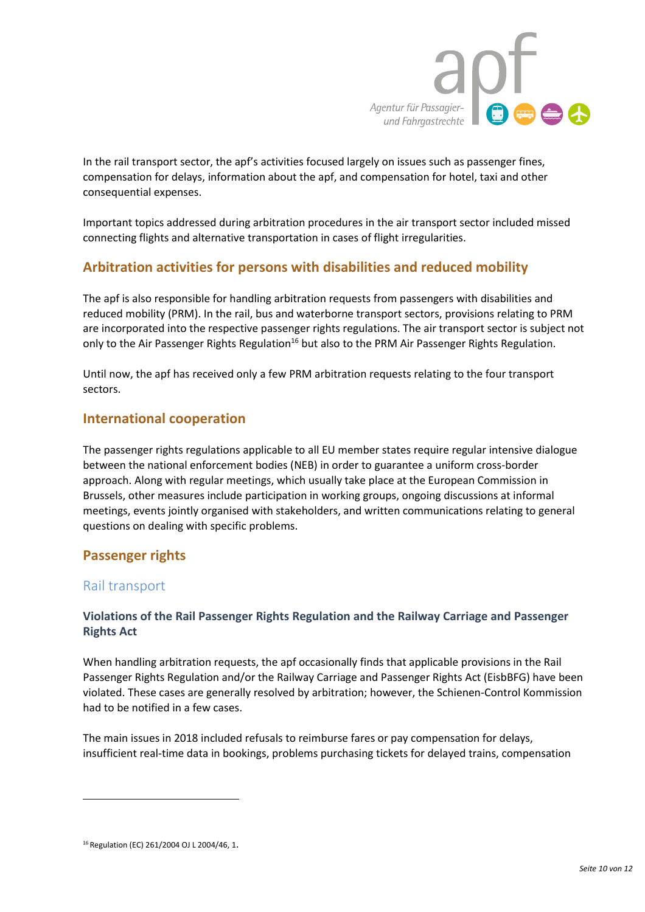In the rail transport sector, the apf's activities focused largely on issues such as passenger fines, compensation for delays, information about the apf, and compensation for hotel, taxi and other consequential expenses.

Important topics addressed during arbitration procedures in the air transport sector included missed connecting flights and alternative transportation in cases of flight irregularities.

## Arbitration activities for persons with disabilities and reduced mobility

The apf is also responsible for handling arbitration requests from passengers with disabilities and reduced mobility (PRM). In the rail, bus and waterborne transport sectors, provisions relating to PRM are incorporated into the respective passenger rights regulations. The air transport sector is subject not only to the Air Passenger Rights Regulation[16] but also to the PRM Air Passenger Rights Regulation.

Until now, the apf has received only a few PRM arbitration requests relating to the four transport sectors.

## International cooperation

The passenger rights regulations applicable to all EU member states require regular intensive dialogue between the national enforcement bodies (NEB) in order to guarantee a uniform cross-border approach. Along with regular meetings, which usually take place at the European Commission in Brussels, other measures include participation in working groups, ongoing discussions at informal meetings, events jointly organised with stakeholders, and written communications relating to general questions on dealing with specific problems.

## Passenger rights

### Rail transport

#### Violations of the Rail Passenger Rights Regulation and the Railway Carriage and Passenger Rights Act

When handling arbitration requests, the apf occasionally finds that applicable provisions in the Rail Passenger Rights Regulation and/or the Railway Carriage and Passenger Rights Act (EisbBFG) have been violated. These cases are generally resolved by arbitration; however, the Schienen-Control Kommission had to be notified in a few cases.

The main issues in 2018 included refusals to reimburse fares or pay compensation for delays, insufficient real-time data in bookings, problems purchasing tickets for delayed trains, compensation

[16] Regulation (EC) 261/2004 OJ L 2004/46, 1.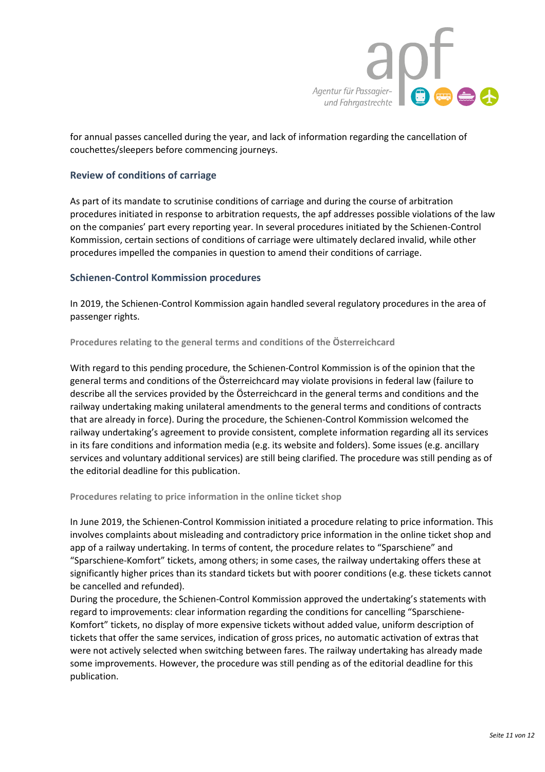for annual passes cancelled during the year, and lack of information regarding the cancellation of couchettes/sleepers before commencing journeys.

## Review of conditions of carriage

As part of its mandate to scrutinise conditions of carriage and during the course of arbitration procedures initiated in response to arbitration requests, the apf addresses possible violations of the law on the companies' part every reporting year. In several procedures initiated by the Schienen-Control Kommission, certain sections of conditions of carriage were ultimately declared invalid, while other procedures impelled the companies in question to amend their conditions of carriage.

## Schienen-Control Kommission procedures

In 2019, the Schienen-Control Kommission again handled several regulatory procedures in the area of passenger rights.

### Procedures relating to the general terms and conditions of the Österreichcard

With regard to this pending procedure, the Schienen-Control Kommission is of the opinion that the general terms and conditions of the Österreichcard may violate provisions in federal law (failure to describe all the services provided by the Österreichcard in the general terms and conditions and the railway undertaking making unilateral amendments to the general terms and conditions of contracts that are already in force). During the procedure, the Schienen-Control Kommission welcomed the railway undertaking's agreement to provide consistent, complete information regarding all its services in its fare conditions and information media (e.g. its website and folders). Some issues (e.g. ancillary services and voluntary additional services) are still being clarified. The procedure was still pending as of the editorial deadline for this publication.

### Procedures relating to price information in the online ticket shop

In June 2019, the Schienen-Control Kommission initiated a procedure relating to price information. This involves complaints about misleading and contradictory price information in the online ticket shop and app of a railway undertaking. In terms of content, the procedure relates to "Sparschiene" and "Sparschiene-Komfort" tickets, among others; in some cases, the railway undertaking offers these at significantly higher prices than its standard tickets but with poorer conditions (e.g. these tickets cannot be cancelled and refunded).

During the procedure, the Schienen-Control Kommission approved the undertaking's statements with regard to improvements: clear information regarding the conditions for cancelling "Sparschiene-Komfort" tickets, no display of more expensive tickets without added value, uniform description of tickets that offer the same services, indication of gross prices, no automatic activation of extras that were not actively selected when switching between fares. The railway undertaking has already made some improvements. However, the procedure was still pending as of the editorial deadline for this publication.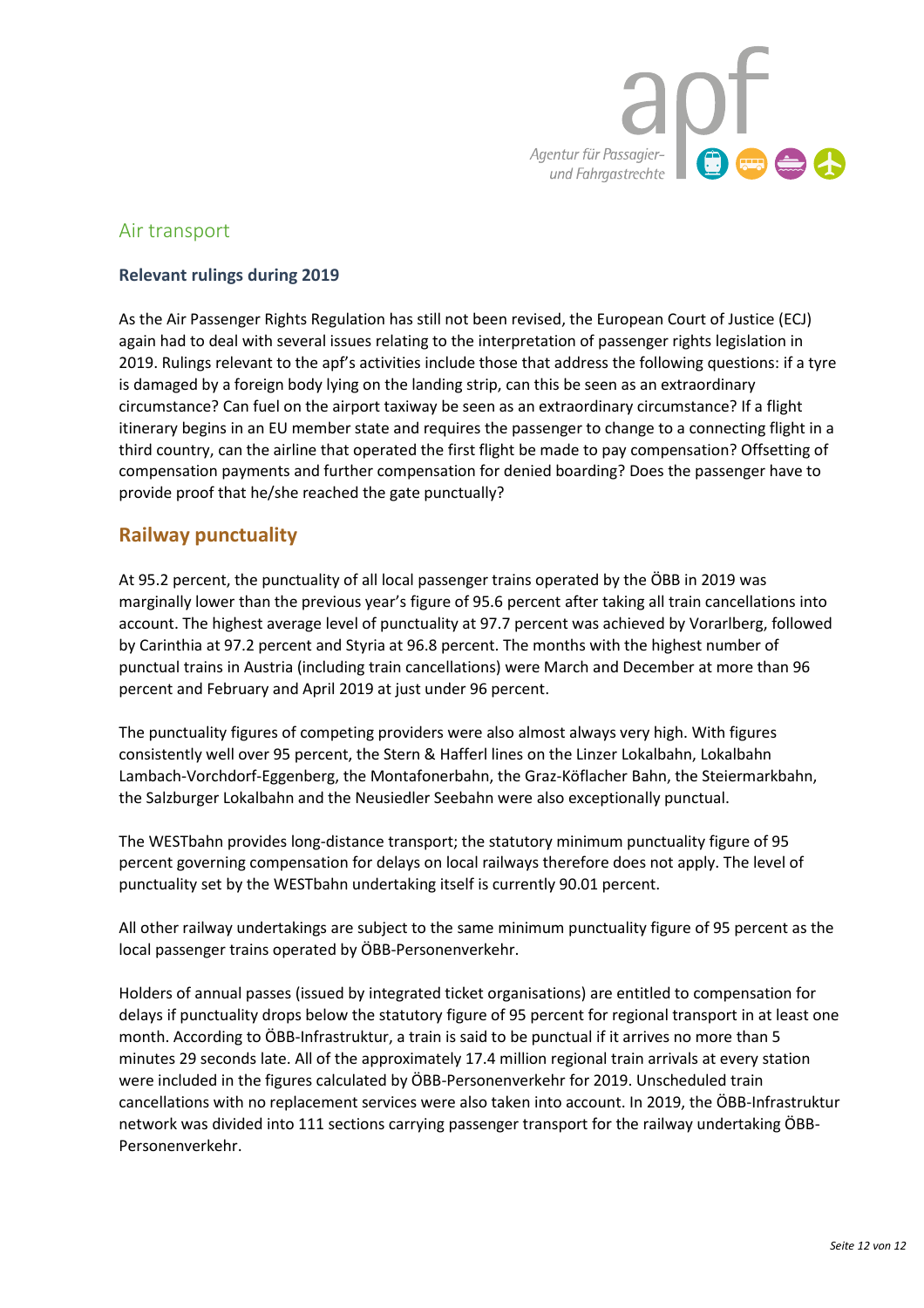## Air transport

### Relevant rulings during 2019

As the Air Passenger Rights Regulation has still not been revised, the European Court of Justice (ECJ) again had to deal with several issues relating to the interpretation of passenger rights legislation in 2019. Rulings relevant to the apf's activities include those that address the following questions: if a tyre is damaged by a foreign body lying on the landing strip, can this be seen as an extraordinary circumstance? Can fuel on the airport taxiway be seen as an extraordinary circumstance? If a flight itinerary begins in an EU member state and requires the passenger to change to a connecting flight in a third country, can the airline that operated the first flight be made to pay compensation? Offsetting of compensation payments and further compensation for denied boarding? Does the passenger have to provide proof that he/she reached the gate punctually?

## Railway punctuality

At 95.2 percent, the punctuality of all local passenger trains operated by the ÖBB in 2019 was marginally lower than the previous year's figure of 95.6 percent after taking all train cancellations into account. The highest average level of punctuality at 97.7 percent was achieved by Vorarlberg, followed by Carinthia at 97.2 percent and Styria at 96.8 percent. The months with the highest number of punctual trains in Austria (including train cancellations) were March and December at more than 96 percent and February and April 2019 at just under 96 percent.

The punctuality figures of competing providers were also almost always very high. With figures consistently well over 95 percent, the Stern & Hafferl lines on the Linzer Lokalbahn, Lokalbahn Lambach-Vorchdorf-Eggenberg, the Montafonerbahn, the Graz-Köflacher Bahn, the Steiermarkbahn, the Salzburger Lokalbahn and the Neusiedler Seebahn were also exceptionally punctual.

The WESTbahn provides long-distance transport; the statutory minimum punctuality figure of 95 percent governing compensation for delays on local railways therefore does not apply. The level of punctuality set by the WESTbahn undertaking itself is currently 90.01 percent.

All other railway undertakings are subject to the same minimum punctuality figure of 95 percent as the local passenger trains operated by ÖBB-Personenverkehr.

Holders of annual passes (issued by integrated ticket organisations) are entitled to compensation for delays if punctuality drops below the statutory figure of 95 percent for regional transport in at least one month. According to ÖBB-Infrastruktur, a train is said to be punctual if it arrives no more than 5 minutes 29 seconds late. All of the approximately 17.4 million regional train arrivals at every station were included in the figures calculated by ÖBB-Personenverkehr for 2019. Unscheduled train cancellations with no replacement services were also taken into account. In 2019, the ÖBB-Infrastruktur network was divided into 111 sections carrying passenger transport for the railway undertaking ÖBB-Personenverkehr.